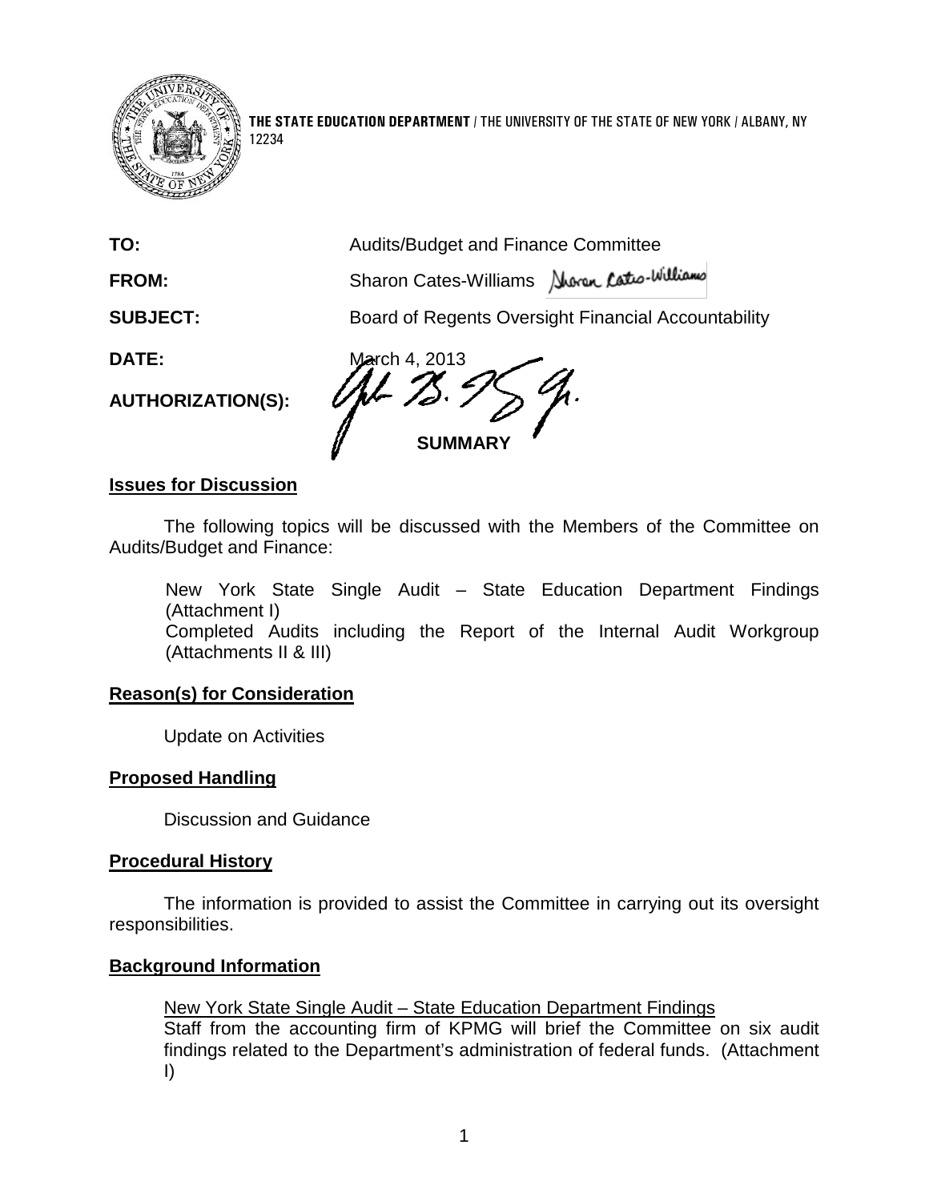**THE STATE EDUCATION DEPARTMENT** / THE UNIVERSITY OF THE STATE OF NEW YORK / ALBANY, NY 12234

**TO:** Audits/Budget and Finance Committee

**FROM:** Sharon Cates-Williams

**SUBJECT:** Board of Regents Oversight Financial Accountability

**DATE:** March 4, 2013

**AUTHORIZATION(S):**

**SUMMARY**

**Issues for Discussion**

The following topics will be discussed with the Members of the Committee on Audits/Budget and Finance:

New York State Single Audit – State Education Department Findings (Attachment I)
Completed Audits including the Report of the Internal Audit Workgroup (Attachments II & III)

**Reason(s) for Consideration**

Update on Activities

**Proposed Handling**

Discussion and Guidance

**Procedural History**

The information is provided to assist the Committee in carrying out its oversight responsibilities.

**Background Information**

New York State Single Audit – State Education Department Findings
Staff from the accounting firm of KPMG will brief the Committee on six audit findings related to the Department's administration of federal funds. (Attachment I)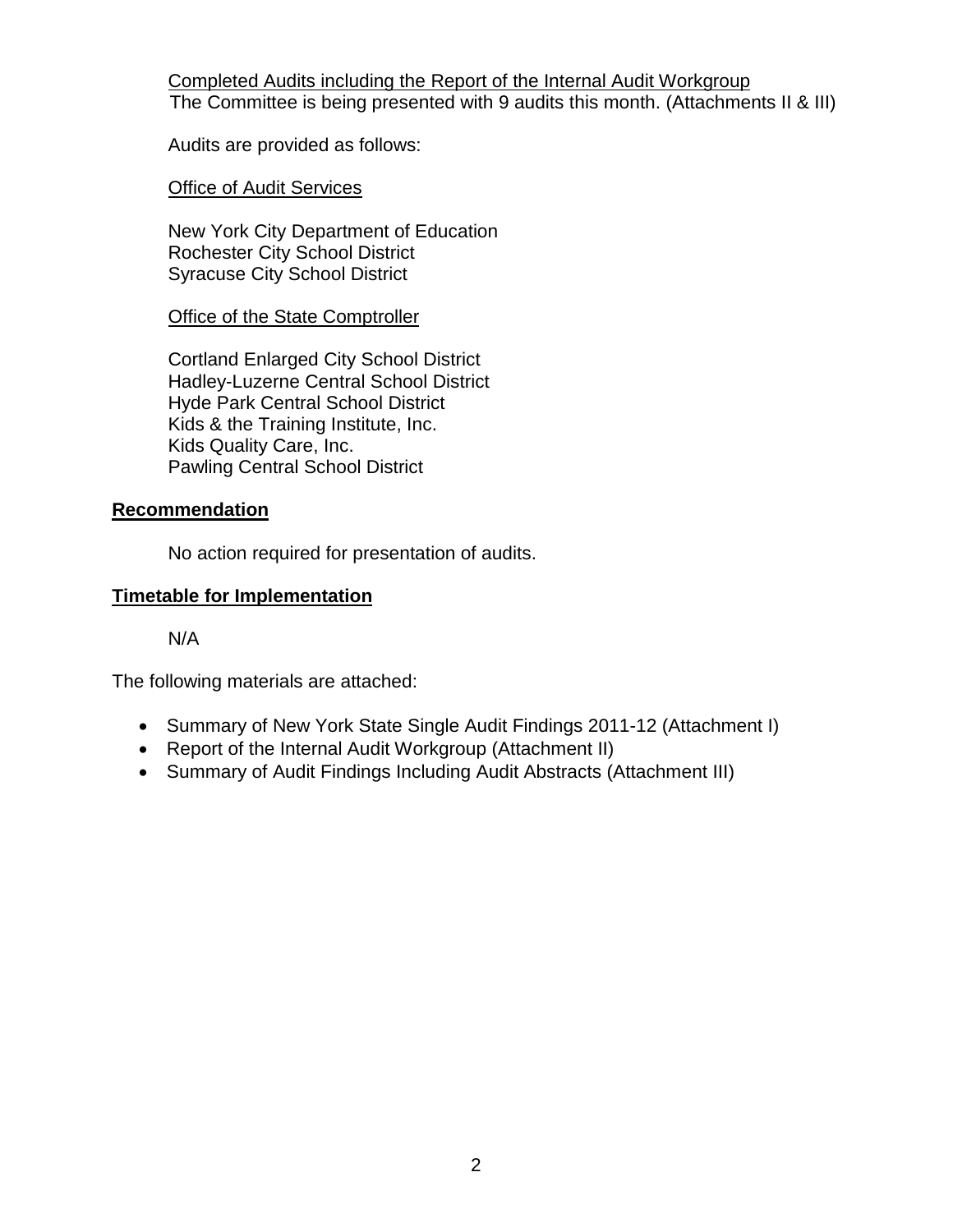Completed Audits including the Report of the Internal Audit Workgroup

The Committee is being presented with 9 audits this month. (Attachments II & III)

Audits are provided as follows:

Office of Audit Services

New York City Department of Education
Rochester City School District
Syracuse City School District

Office of the State Comptroller

Cortland Enlarged City School District
Hadley-Luzerne Central School District
Hyde Park Central School District
Kids & the Training Institute, Inc.
Kids Quality Care, Inc.
Pawling Central School District

## Recommendation

No action required for presentation of audits.

## Timetable for Implementation

N/A

The following materials are attached:

- Summary of New York State Single Audit Findings 2011-12 (Attachment I)
- Report of the Internal Audit Workgroup (Attachment II)
- Summary of Audit Findings Including Audit Abstracts (Attachment III)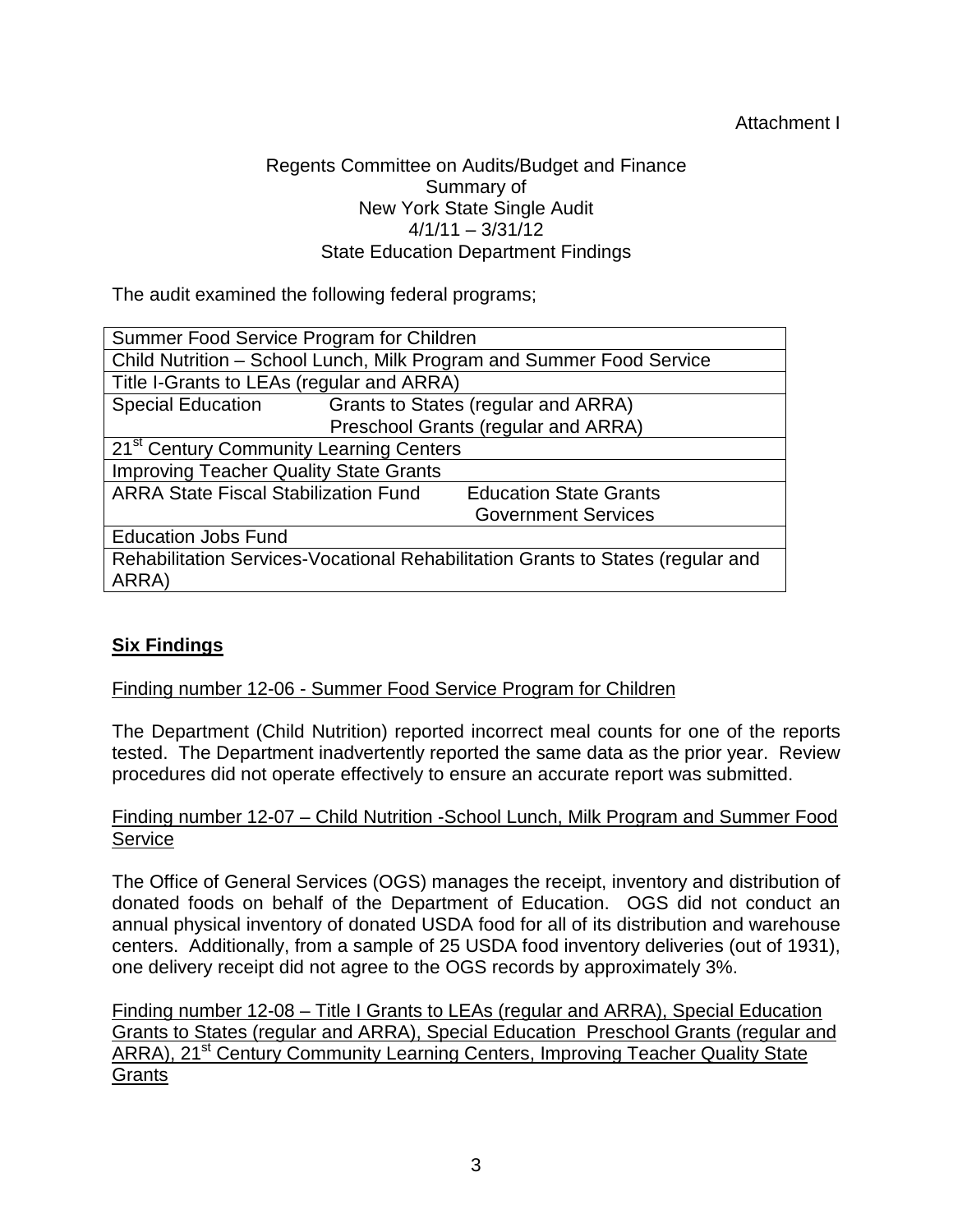Attachment I

Regents Committee on Audits/Budget and Finance
Summary of
New York State Single Audit
4/1/11 – 3/31/12
State Education Department Findings

The audit examined the following federal programs;

| | | |
|---|---|---|
| Summer Food Service Program for Children | | |
| Child Nutrition – School Lunch, Milk Program and Summer Food Service | | |
| Title I-Grants to LEAs (regular and ARRA) | | |
| Special Education | Grants to States (regular and ARRA)<br>Preschool Grants (regular and ARRA) | |
| 21st Century Community Learning Centers | | |
| Improving Teacher Quality State Grants | | |
| ARRA State Fiscal Stabilization Fund | | Education State Grants<br>Government Services |
| Education Jobs Fund | | |
| Rehabilitation Services-Vocational Rehabilitation Grants to States (regular and ARRA) | | |

**Six Findings**

Finding number 12-06 - Summer Food Service Program for Children

The Department (Child Nutrition) reported incorrect meal counts for one of the reports tested. The Department inadvertently reported the same data as the prior year. Review procedures did not operate effectively to ensure an accurate report was submitted.

Finding number 12-07 – Child Nutrition -School Lunch, Milk Program and Summer Food Service

The Office of General Services (OGS) manages the receipt, inventory and distribution of donated foods on behalf of the Department of Education. OGS did not conduct an annual physical inventory of donated USDA food for all of its distribution and warehouse centers. Additionally, from a sample of 25 USDA food inventory deliveries (out of 1931), one delivery receipt did not agree to the OGS records by approximately 3%.

Finding number 12-08 – Title I Grants to LEAs (regular and ARRA), Special Education Grants to States (regular and ARRA), Special Education Preschool Grants (regular and ARRA), 21st Century Community Learning Centers, Improving Teacher Quality State Grants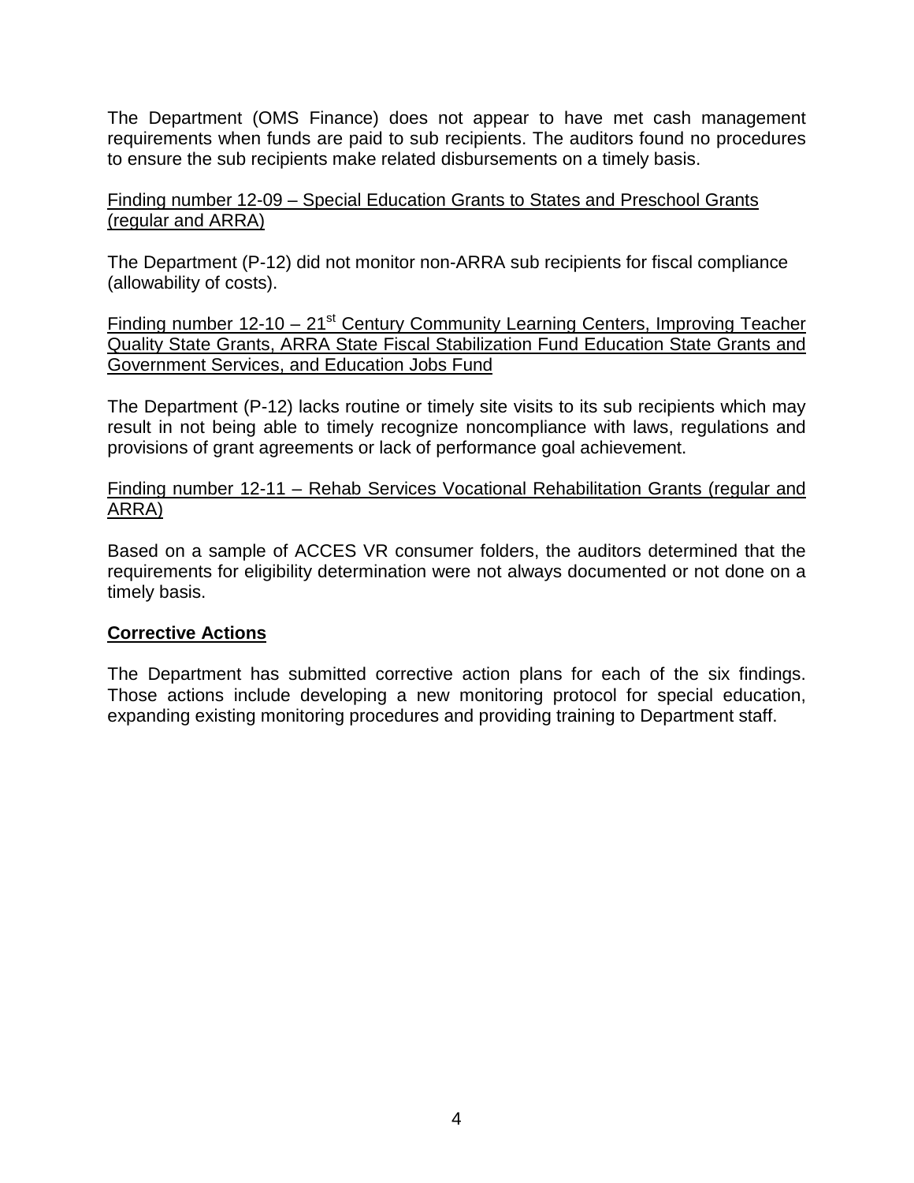The Department (OMS Finance) does not appear to have met cash management requirements when funds are paid to sub recipients. The auditors found no procedures to ensure the sub recipients make related disbursements on a timely basis.

<u>Finding number 12-09 – Special Education Grants to States and Preschool Grants (regular and ARRA)</u>

The Department (P-12) did not monitor non-ARRA sub recipients for fiscal compliance (allowability of costs).

<u>Finding number 12-10 – 21st Century Community Learning Centers, Improving Teacher Quality State Grants, ARRA State Fiscal Stabilization Fund Education State Grants and Government Services, and Education Jobs Fund</u>

The Department (P-12) lacks routine or timely site visits to its sub recipients which may result in not being able to timely recognize noncompliance with laws, regulations and provisions of grant agreements or lack of performance goal achievement.

<u>Finding number 12-11 – Rehab Services Vocational Rehabilitation Grants (regular and ARRA)</u>

Based on a sample of ACCES VR consumer folders, the auditors determined that the requirements for eligibility determination were not always documented or not done on a timely basis.

## Corrective Actions

The Department has submitted corrective action plans for each of the six findings. Those actions include developing a new monitoring protocol for special education, expanding existing monitoring procedures and providing training to Department staff.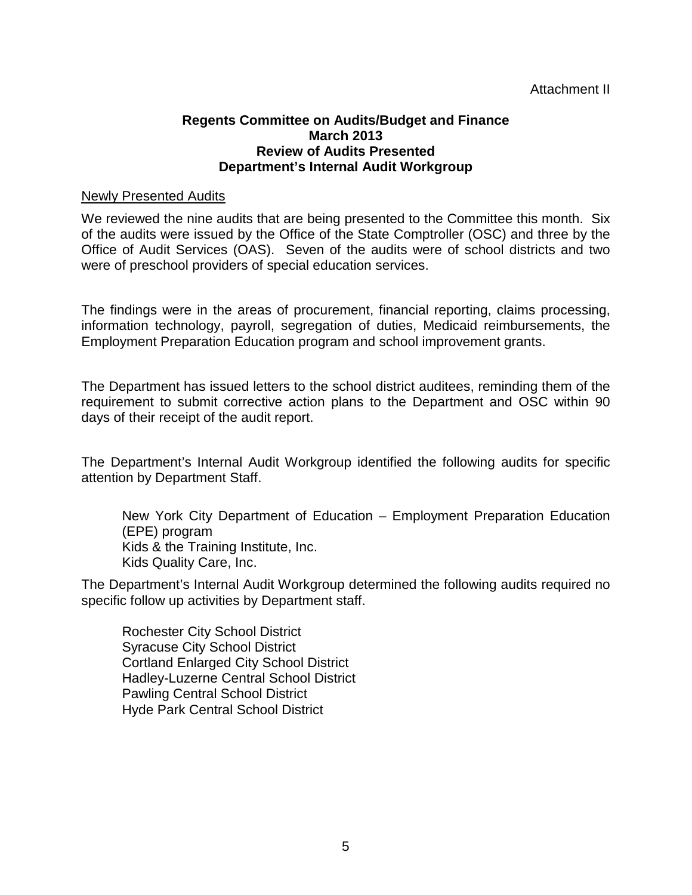Attachment II

**Regents Committee on Audits/Budget and Finance**
**March 2013**
**Review of Audits Presented**
**Department's Internal Audit Workgroup**

Newly Presented Audits

We reviewed the nine audits that are being presented to the Committee this month. Six of the audits were issued by the Office of the State Comptroller (OSC) and three by the Office of Audit Services (OAS). Seven of the audits were of school districts and two were of preschool providers of special education services.

The findings were in the areas of procurement, financial reporting, claims processing, information technology, payroll, segregation of duties, Medicaid reimbursements, the Employment Preparation Education program and school improvement grants.

The Department has issued letters to the school district auditees, reminding them of the requirement to submit corrective action plans to the Department and OSC within 90 days of their receipt of the audit report.

The Department's Internal Audit Workgroup identified the following audits for specific attention by Department Staff.

New York City Department of Education – Employment Preparation Education (EPE) program
Kids & the Training Institute, Inc.
Kids Quality Care, Inc.

The Department's Internal Audit Workgroup determined the following audits required no specific follow up activities by Department staff.

Rochester City School District
Syracuse City School District
Cortland Enlarged City School District
Hadley-Luzerne Central School District
Pawling Central School District
Hyde Park Central School District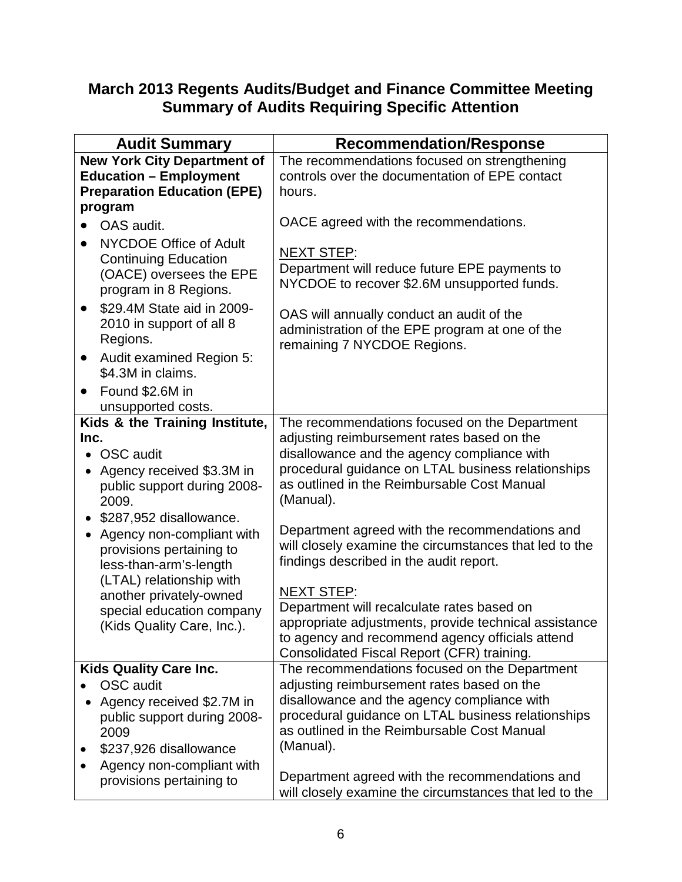## March 2013 Regents Audits/Budget and Finance Committee Meeting Summary of Audits Requiring Specific Attention

| Audit Summary | Recommendation/Response |
|---|---|
| **New York City Department of Education – Employment Preparation Education (EPE) program**<br>• OAS audit.<br>• NYCDOE Office of Adult Continuing Education (OACE) oversees the EPE program in 8 Regions.<br>• \$29.4M State aid in 2009-2010 in support of all 8 Regions.<br>• Audit examined Region 5: \$4.3M in claims.<br>• Found \$2.6M in unsupported costs. | The recommendations focused on strengthening controls over the documentation of EPE contact hours.<br><br>OACE agreed with the recommendations.<br><br><u>NEXT STEP</u>:<br>Department will reduce future EPE payments to NYCDOE to recover \$2.6M unsupported funds.<br><br>OAS will annually conduct an audit of the administration of the EPE program at one of the remaining 7 NYCDOE Regions. |
| **Kids & the Training Institute, Inc.**<br>• OSC audit<br>• Agency received \$3.3M in public support during 2008-2009.<br>• \$287,952 disallowance.<br>• Agency non-compliant with provisions pertaining to less-than-arm's-length (LTAL) relationship with another privately-owned special education company (Kids Quality Care, Inc.). | The recommendations focused on the Department adjusting reimbursement rates based on the disallowance and the agency compliance with procedural guidance on LTAL business relationships as outlined in the Reimbursable Cost Manual (Manual).<br><br>Department agreed with the recommendations and will closely examine the circumstances that led to the findings described in the audit report.<br><br><u>NEXT STEP</u>:<br>Department will recalculate rates based on appropriate adjustments, provide technical assistance to agency and recommend agency officials attend Consolidated Fiscal Report (CFR) training. |
| **Kids Quality Care Inc.**<br>• OSC audit<br>• Agency received \$2.7M in public support during 2008-2009<br>• \$237,926 disallowance<br>• Agency non-compliant with provisions pertaining to | The recommendations focused on the Department adjusting reimbursement rates based on the disallowance and the agency compliance with procedural guidance on LTAL business relationships as outlined in the Reimbursable Cost Manual (Manual).<br><br>Department agreed with the recommendations and will closely examine the circumstances that led to the |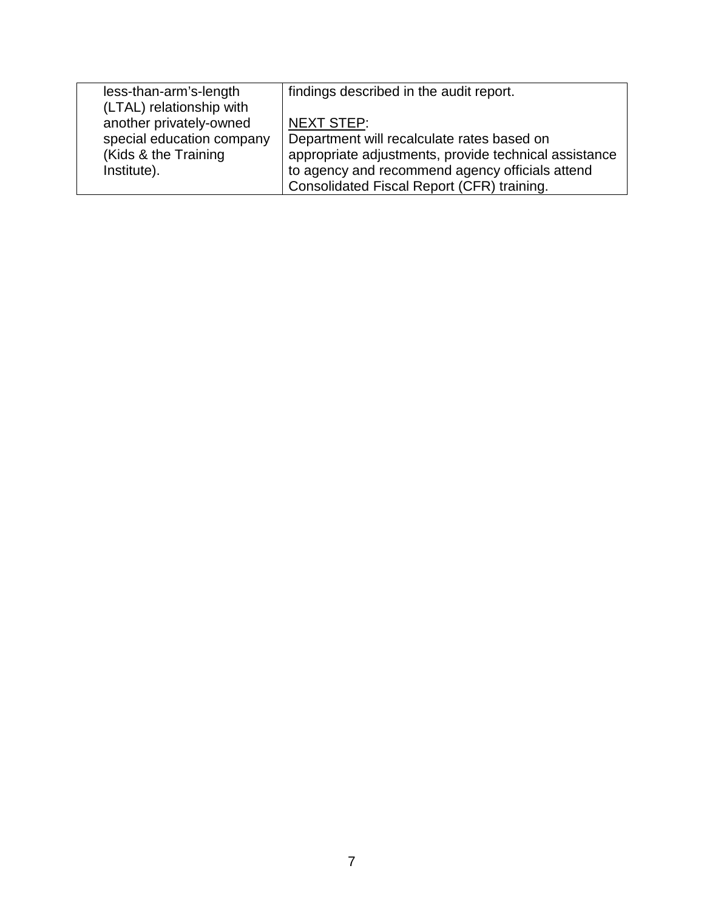| | |
|---|---|
| less-than-arm's-length (LTAL) relationship with another privately-owned special education company (Kids & the Training Institute). | findings described in the audit report.<br><br><u>NEXT STEP</u>:<br>Department will recalculate rates based on appropriate adjustments, provide technical assistance to agency and recommend agency officials attend Consolidated Fiscal Report (CFR) training. |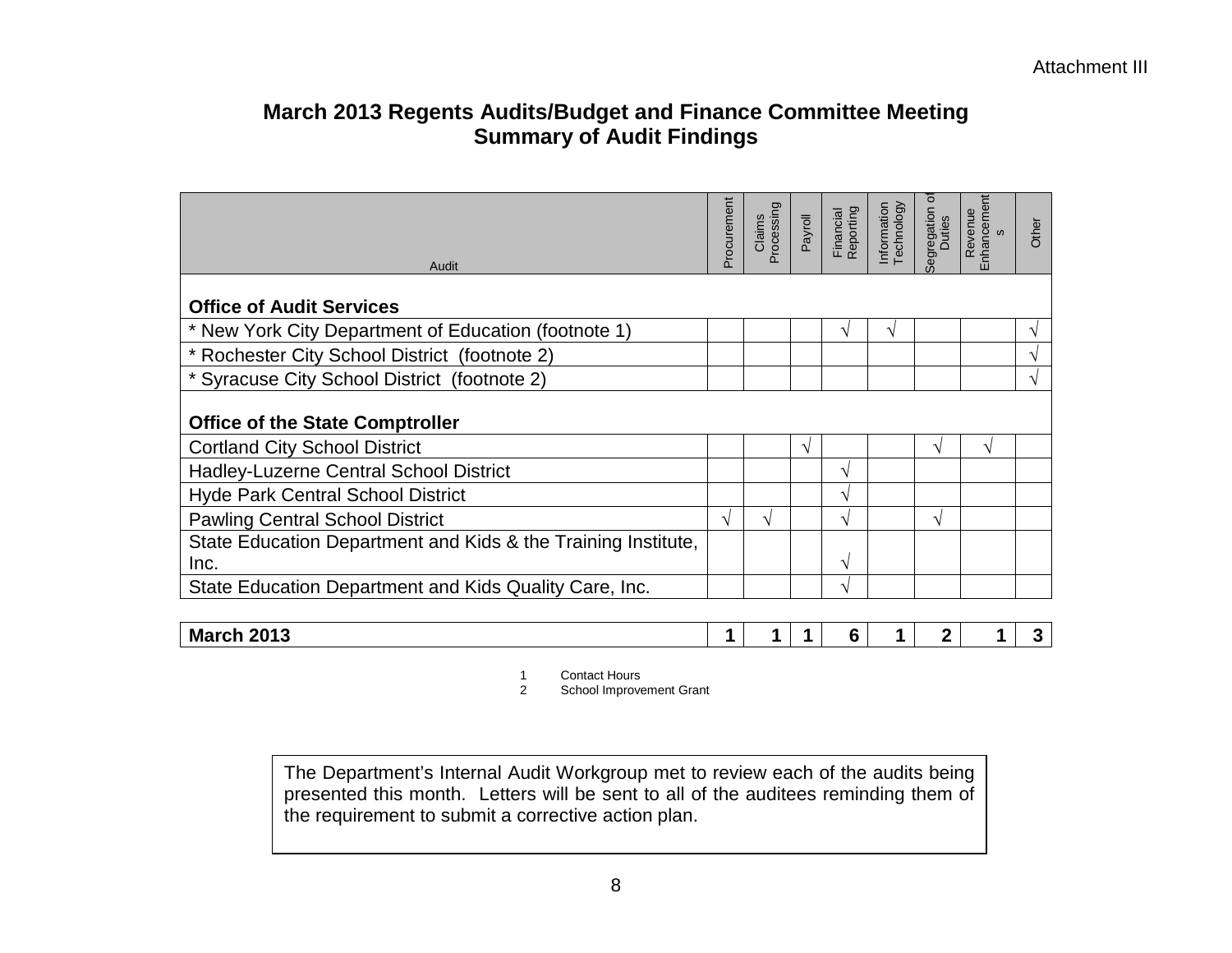Attachment III

# March 2013 Regents Audits/Budget and Finance Committee Meeting
## Summary of Audit Findings

| Audit | Procurement | Claims Processing | Payroll | Financial Reporting | Information Technology | Segregation of Duties | Revenue Enhancements | Other |
|---|---|---|---|---|---|---|---|---|
| **Office of Audit Services** | | | | | | | | |
| * New York City Department of Education (footnote 1) | | | | √ | √ | | | √ |
| * Rochester City School District (footnote 2) | | | | | | | | √ |
| * Syracuse City School District (footnote 2) | | | | | | | | √ |
| **Office of the State Comptroller** | | | | | | | | |
| Cortland City School District | | | √ | | | √ | √ | |
| Hadley-Luzerne Central School District | | | | √ | | | | |
| Hyde Park Central School District | | | | √ | | | | |
| Pawling Central School District | √ | √ | | √ | | √ | | |
| State Education Department and Kids & the Training Institute, Inc. | | | | √ | | | | |
| State Education Department and Kids Quality Care, Inc. | | | | √ | | | | |
| **March 2013** | **1** | **1** | **1** | **6** | **1** | **2** | **1** | **3** |

1 Contact Hours
2 School Improvement Grant

The Department's Internal Audit Workgroup met to review each of the audits being presented this month. Letters will be sent to all of the auditees reminding them of the requirement to submit a corrective action plan.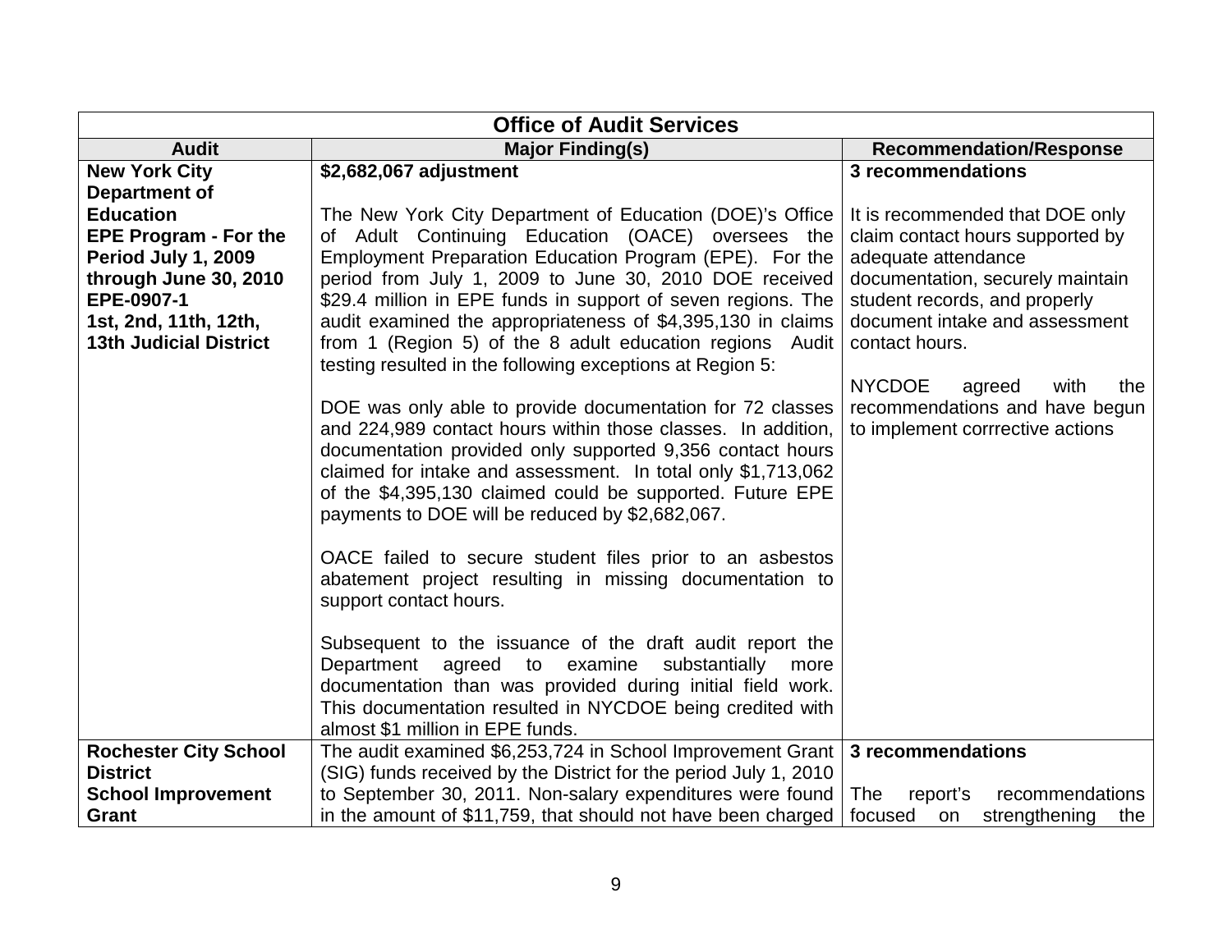| Office of Audit Services | | |
|---|---|---|
| **Audit** | **Major Finding(s)** | **Recommendation/Response** |
| **New York City Department of Education**<br>**EPE Program - For the Period July 1, 2009 through June 30, 2010**<br>**EPE-0907-1**<br>**1st, 2nd, 11th, 12th, 13th Judicial District** | **$2,682,067 adjustment**<br><br>The New York City Department of Education (DOE)'s Office of Adult Continuing Education (OACE) oversees the Employment Preparation Education Program (EPE). For the period from July 1, 2009 to June 30, 2010 DOE received $29.4 million in EPE funds in support of seven regions. The audit examined the appropriateness of $4,395,130 in claims from 1 (Region 5) of the 8 adult education regions Audit testing resulted in the following exceptions at Region 5:<br><br>DOE was only able to provide documentation for 72 classes and 224,989 contact hours within those classes. In addition, documentation provided only supported 9,356 contact hours claimed for intake and assessment. In total only $1,713,062 of the $4,395,130 claimed could be supported. Future EPE payments to DOE will be reduced by $2,682,067.<br><br>OACE failed to secure student files prior to an asbestos abatement project resulting in missing documentation to support contact hours.<br><br>Subsequent to the issuance of the draft audit report the Department agreed to examine substantially more documentation than was provided during initial field work. This documentation resulted in NYCDOE being credited with almost $1 million in EPE funds. | **3 recommendations**<br><br>It is recommended that DOE only claim contact hours supported by adequate attendance documentation, securely maintain student records, and properly document intake and assessment contact hours.<br><br>NYCDOE agreed with the recommendations and have begun to implement corrrective actions |
| **Rochester City School District**<br>**School Improvement Grant** | The audit examined $6,253,724 in School Improvement Grant (SIG) funds received by the District for the period July 1, 2010 to September 30, 2011. Non-salary expenditures were found in the amount of $11,759, that should not have been charged | **3 recommendations**<br><br>The report's recommendations focused on strengthening the |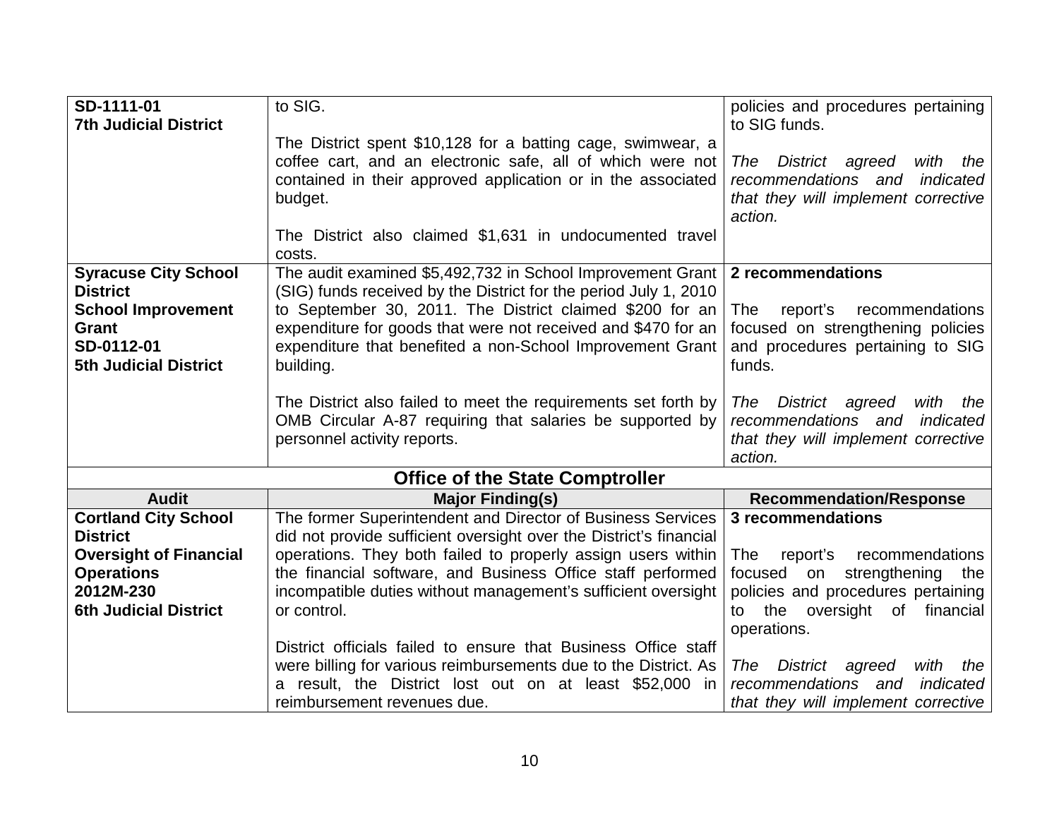| Audit | Major Finding(s) | Recommendation/Response |
|---|---|---|
| **SD-1111-01**<br>**7th Judicial District** | to SIG.<br><br>The District spent $10,128 for a batting cage, swimwear, a coffee cart, and an electronic safe, all of which were not contained in their approved application or in the associated budget.<br><br>The District also claimed $1,631 in undocumented travel costs. | policies and procedures pertaining to SIG funds.<br><br>*The District agreed with the recommendations and indicated that they will implement corrective action.* |
| **Syracuse City School District**<br>**School Improvement Grant**<br>**SD-0112-01**<br>**5th Judicial District** | The audit examined $5,492,732 in School Improvement Grant (SIG) funds received by the District for the period July 1, 2010 to September 30, 2011. The District claimed $200 for an expenditure for goods that were not received and $470 for an expenditure that benefited a non-School Improvement Grant building.<br><br>The District also failed to meet the requirements set forth by OMB Circular A-87 requiring that salaries be supported by personnel activity reports. | **2 recommendations**<br><br>The report's recommendations focused on strengthening policies and procedures pertaining to SIG funds.<br><br>*The District agreed with the recommendations and indicated that they will implement corrective action.* |

**Office of the State Comptroller**

| Audit | Major Finding(s) | Recommendation/Response |
|---|---|---|
| **Cortland City School District**<br>**Oversight of Financial Operations**<br>**2012M-230**<br>**6th Judicial District** | The former Superintendent and Director of Business Services did not provide sufficient oversight over the District's financial operations. They both failed to properly assign users within the financial software, and Business Office staff performed incompatible duties without management's sufficient oversight or control.<br><br>District officials failed to ensure that Business Office staff were billing for various reimbursements due to the District. As a result, the District lost out on at least $52,000 in reimbursement revenues due. | **3 recommendations**<br><br>The report's recommendations focused on strengthening the policies and procedures pertaining to the oversight of financial operations.<br><br>*The District agreed with the recommendations and indicated that they will implement corrective* |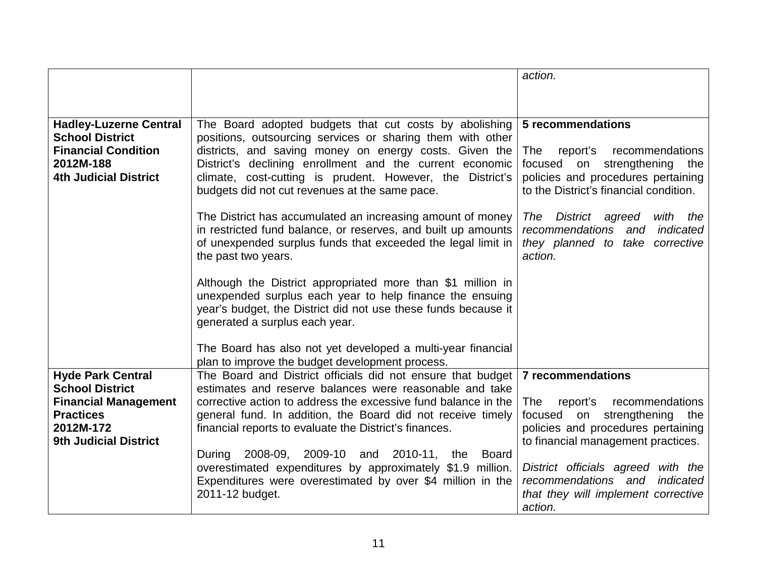| | | |
|---|---|---|
| | | *action.* |
| **Hadley-Luzerne Central School District**<br>**Financial Condition**<br>**2012M-188**<br>**4th Judicial District** | The Board adopted budgets that cut costs by abolishing positions, outsourcing services or sharing them with other districts, and saving money on energy costs. Given the District's declining enrollment and the current economic climate, cost-cutting is prudent. However, the District's budgets did not cut revenues at the same pace.<br><br>The District has accumulated an increasing amount of money in restricted fund balance, or reserves, and built up amounts of unexpended surplus funds that exceeded the legal limit in the past two years.<br><br>Although the District appropriated more than $1 million in unexpended surplus each year to help finance the ensuing year's budget, the District did not use these funds because it generated a surplus each year.<br><br>The Board has also not yet developed a multi-year financial plan to improve the budget development process. | **5 recommendations**<br><br>The report's recommendations focused on strengthening the policies and procedures pertaining to the District's financial condition.<br><br>*The District agreed with the recommendations and indicated they planned to take corrective action.* |
| **Hyde Park Central School District**<br>**Financial Management Practices**<br>**2012M-172**<br>**9th Judicial District** | The Board and District officials did not ensure that budget estimates and reserve balances were reasonable and take corrective action to address the excessive fund balance in the general fund. In addition, the Board did not receive timely financial reports to evaluate the District's finances.<br><br>During 2008-09, 2009-10 and 2010-11, the Board overestimated expenditures by approximately $1.9 million. Expenditures were overestimated by over $4 million in the 2011-12 budget. | **7 recommendations**<br><br>The report's recommendations focused on strengthening the policies and procedures pertaining to financial management practices.<br><br>*District officials agreed with the recommendations and indicated that they will implement corrective action.* |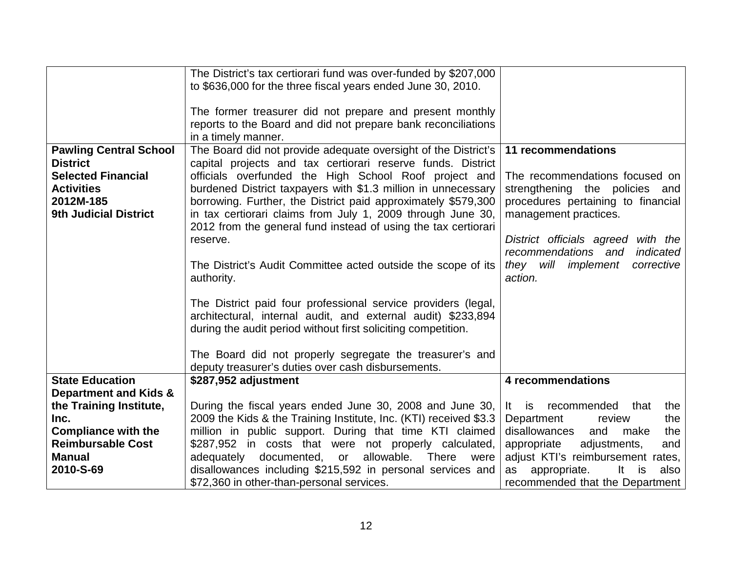| | | |
|---|---|---|
| | The District's tax certiorari fund was over-funded by $207,000 to $636,000 for the three fiscal years ended June 30, 2010.<br><br>The former treasurer did not prepare and present monthly reports to the Board and did not prepare bank reconciliations in a timely manner. | |
| **Pawling Central School District**<br>**Selected Financial Activities**<br>**2012M-185**<br>**9th Judicial District** | The Board did not provide adequate oversight of the District's capital projects and tax certiorari reserve funds. District officials overfunded the High School Roof project and burdened District taxpayers with $1.3 million in unnecessary borrowing. Further, the District paid approximately $579,300 in tax certiorari claims from July 1, 2009 through June 30, 2012 from the general fund instead of using the tax certiorari reserve.<br><br>The District's Audit Committee acted outside the scope of its authority.<br><br>The District paid four professional service providers (legal, architectural, internal audit, and external audit) $233,894 during the audit period without first soliciting competition.<br><br>The Board did not properly segregate the treasurer's and deputy treasurer's duties over cash disbursements. | **11 recommendations**<br><br>The recommendations focused on strengthening the policies and procedures pertaining to financial management practices.<br><br>*District officials agreed with the recommendations and indicated they will implement corrective action.* |
| **State Education Department and Kids & the Training Institute, Inc.**<br>**Compliance with the Reimbursable Cost Manual**<br>**2010-S-69** | **$287,952 adjustment**<br><br>During the fiscal years ended June 30, 2008 and June 30, 2009 the Kids & the Training Institute, Inc. (KTI) received $3.3 million in public support. During that time KTI claimed $287,952 in costs that were not properly calculated, adequately documented, or allowable. There were disallowances including $215,592 in personal services and $72,360 in other-than-personal services. | **4 recommendations**<br><br>It is recommended that the Department review the disallowances and make the appropriate adjustments, and adjust KTI's reimbursement rates, as appropriate. It is also recommended that the Department |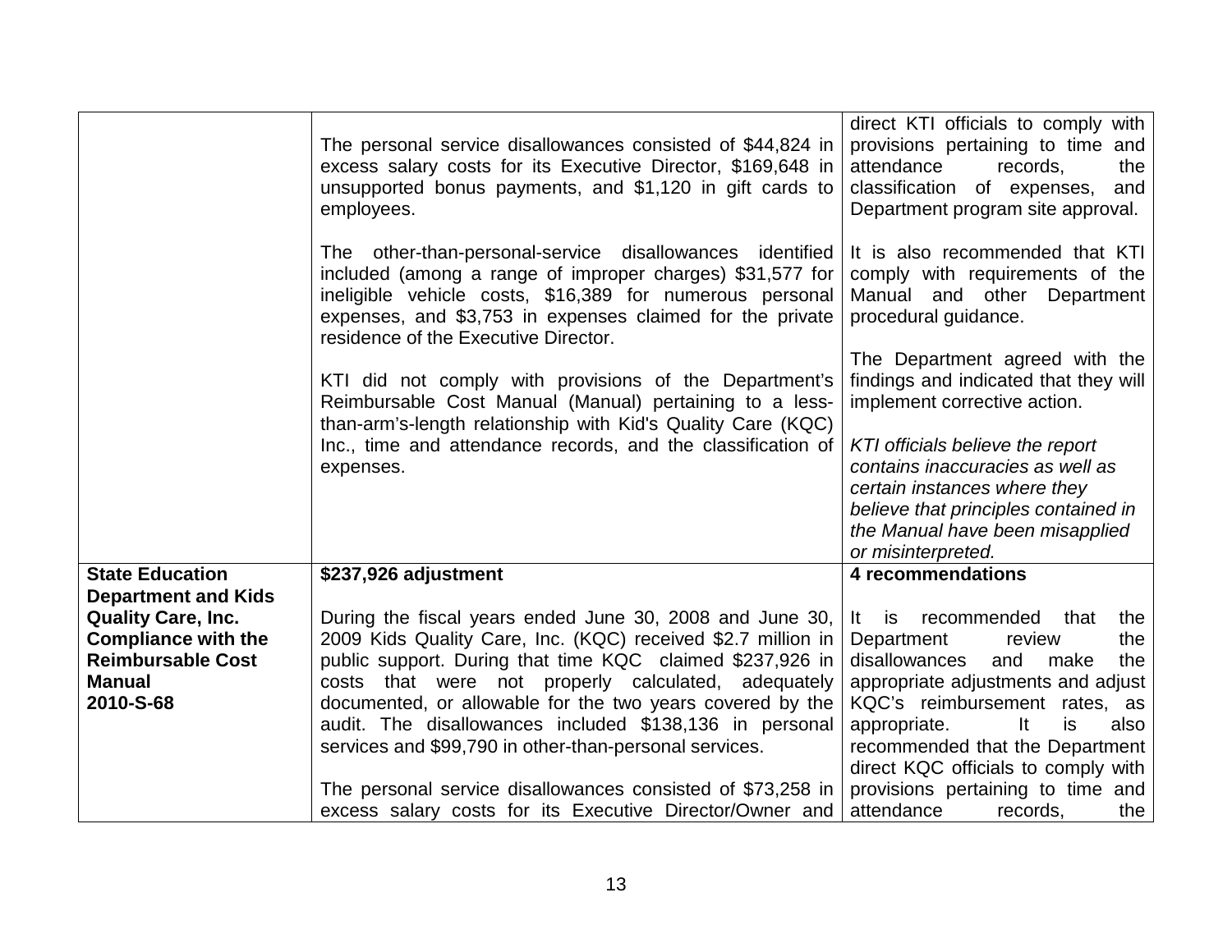| | | |
|---|---|---|
| | The personal service disallowances consisted of $44,824 in excess salary costs for its Executive Director, $169,648 in unsupported bonus payments, and $1,120 in gift cards to employees.<br><br>The other-than-personal-service disallowances identified included (among a range of improper charges) $31,577 for ineligible vehicle costs, $16,389 for numerous personal expenses, and $3,753 in expenses claimed for the private residence of the Executive Director.<br><br>KTI did not comply with provisions of the Department's Reimbursable Cost Manual (Manual) pertaining to a less-than-arm's-length relationship with Kid's Quality Care (KQC) Inc., time and attendance records, and the classification of expenses. | direct KTI officials to comply with provisions pertaining to time and attendance records, the classification of expenses, and Department program site approval.<br><br>It is also recommended that KTI comply with requirements of the Manual and other Department procedural guidance.<br><br>The Department agreed with the findings and indicated that they will implement corrective action.<br><br>*KTI officials believe the report contains inaccuracies as well as certain instances where they believe that principles contained in the Manual have been misapplied or misinterpreted.* |
| **State Education Department and Kids Quality Care, Inc. Compliance with the Reimbursable Cost Manual 2010-S-68** | **$237,926 adjustment**<br><br>During the fiscal years ended June 30, 2008 and June 30, 2009 Kids Quality Care, Inc. (KQC) received $2.7 million in public support. During that time KQC claimed $237,926 in costs that were not properly calculated, adequately documented, or allowable for the two years covered by the audit. The disallowances included $138,136 in personal services and $99,790 in other-than-personal services.<br><br>The personal service disallowances consisted of $73,258 in excess salary costs for its Executive Director/Owner and | **4 recommendations**<br><br>It is recommended that the Department review the disallowances and make the appropriate adjustments and adjust KQC's reimbursement rates, as appropriate. It is also recommended that the Department direct KQC officials to comply with provisions pertaining to time and attendance records, the |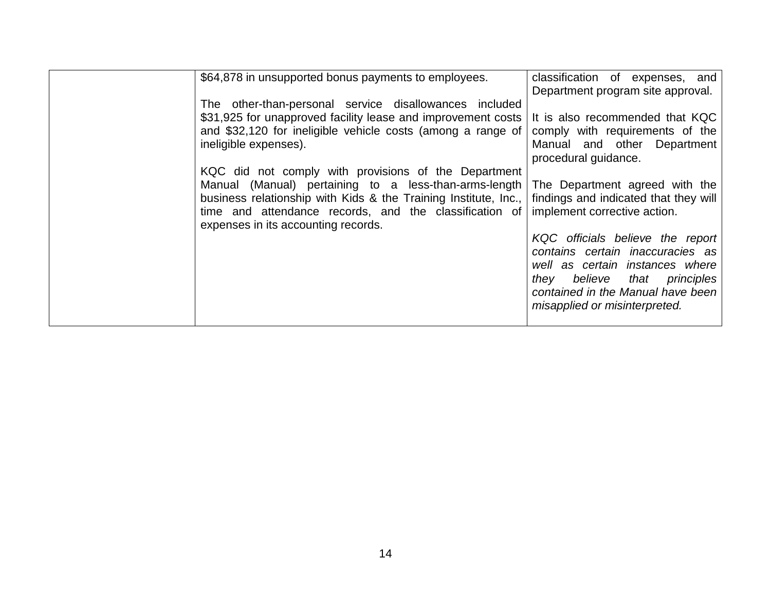| | | |
|---|---|---|
| | $64,878 in unsupported bonus payments to employees.<br><br>The other-than-personal service disallowances included $31,925 for unapproved facility lease and improvement costs and $32,120 for ineligible vehicle costs (among a range of ineligible expenses).<br><br>KQC did not comply with provisions of the Department Manual (Manual) pertaining to a less-than-arms-length business relationship with Kids & the Training Institute, Inc., time and attendance records, and the classification of expenses in its accounting records. | classification of expenses, and Department program site approval.<br><br>It is also recommended that KQC comply with requirements of the Manual and other Department procedural guidance.<br><br>The Department agreed with the findings and indicated that they will implement corrective action.<br><br>*KQC officials believe the report contains certain inaccuracies as well as certain instances where they believe that principles contained in the Manual have been misapplied or misinterpreted.* |